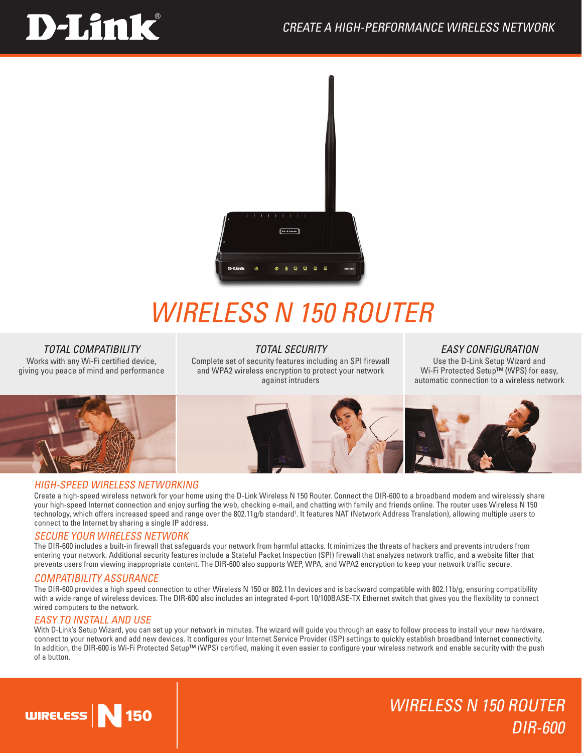# D-Link

CREATE A HIGH-PERFORMANCE WIRELESS NETWORK

# WIRELESS N 150 ROUTER

### TOTAL COMPATIBILITY

Works with any Wi-Fi certified device, giving you peace of mind and performance

### TOTAL SECURITY

Complete set of security features including an SPI firewall and WPA2 wireless encryption to protect your network against intruders

### EASY CONFIGURATION

Use the D-Link Setup Wizard and Wi-Fi Protected Setup™ (WPS) for easy, automatic connection to a wireless network

## HIGH-SPEED WIRELESS NETWORKING

Create a high-speed wireless network for your home using the D-Link Wireless N 150 Router. Connect the DIR-600 to a broadband modem and wirelessly share your high-speed Internet connection and enjoy surfing the web, checking e-mail, and chatting with family and friends online. The router uses Wireless N 150 technology, which offers increased speed and range over the 802.11g/b standard[1]. It features NAT (Network Address Translation), allowing multiple users to connect to the Internet by sharing a single IP address.

## SECURE YOUR WIRELESS NETWORK

The DIR-600 includes a built-in firewall that safeguards your network from harmful attacks. It minimizes the threats of hackers and prevents intruders from entering your network. Additional security features include a Stateful Packet Inspection (SPI) firewall that analyzes network traffic, and a website filter that prevents users from viewing inappropriate content. The DIR-600 also supports WEP, WPA, and WPA2 encryption to keep your network traffic secure.

## COMPATIBILITY ASSURANCE

The DIR-600 provides a high speed connection to other Wireless N 150 or 802.11n devices and is backward compatible with 802.11b/g, ensuring compatibility with a wide range of wireless devices. The DIR-600 also includes an integrated 4-port 10/100BASE-TX Ethernet switch that gives you the flexibility to connect wired computers to the network.

## EASY TO INSTALL AND USE

With D-Link's Setup Wizard, you can set up your network in minutes. The wizard will guide you through an easy to follow process to install your new hardware, connect to your network and add new devices. It configures your Internet Service Provider (ISP) settings to quickly establish broadband Internet connectivity. In addition, the DIR-600 is Wi-Fi Protected Setup™ (WPS) certified, making it even easier to configure your wireless network and enable security with the push of a button.

WIRELESS N 150

WIRELESS N 150 ROUTER
DIR-600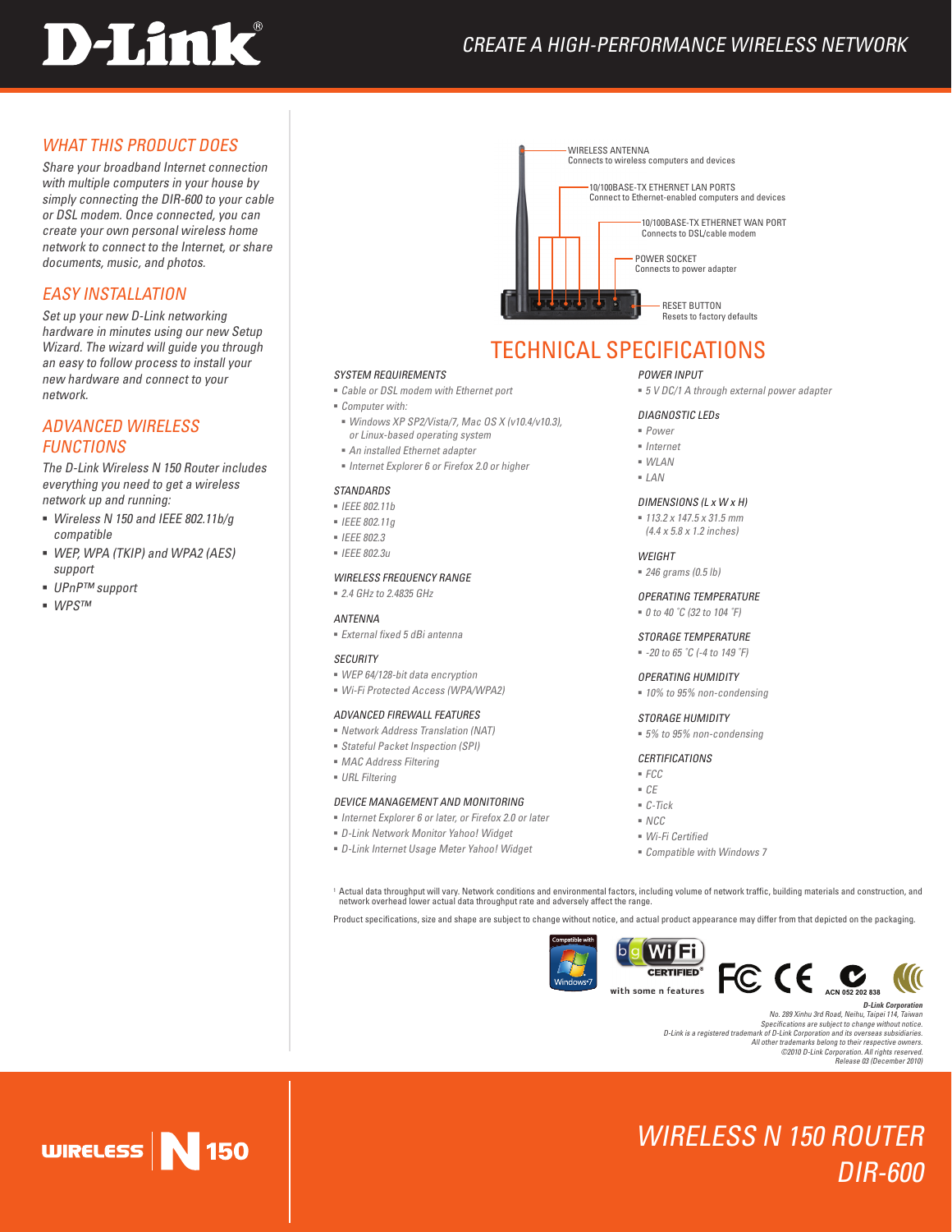# CREATE A HIGH-PERFORMANCE WIRELESS NETWORK

## WHAT THIS PRODUCT DOES

*Share your broadband Internet connection with multiple computers in your house by simply connecting the DIR-600 to your cable or DSL modem. Once connected, you can create your own personal wireless home network to connect to the Internet, or share documents, music, and photos.*

## EASY INSTALLATION

*Set up your new D-Link networking hardware in minutes using our new Setup Wizard. The wizard will guide you through an easy to follow process to install your new hardware and connect to your network.*

## ADVANCED WIRELESS FUNCTIONS

*The D-Link Wireless N 150 Router includes everything you need to get a wireless network up and running:*

- *Wireless N 150 and IEEE 802.11b/g compatible*
- *WEP, WPA (TKIP) and WPA2 (AES) support*
- *UPnP™ support*
- *WPS™*

WIRELESS ANTENNA
Connects to wireless computers and devices

10/100BASE-TX ETHERNET LAN PORTS
Connect to Ethernet-enabled computers and devices

10/100BASE-TX ETHERNET WAN PORT
Connects to DSL/cable modem

POWER SOCKET
Connects to power adapter

RESET BUTTON
Resets to factory defaults

## TECHNICAL SPECIFICATIONS

### SYSTEM REQUIREMENTS
- Cable or DSL modem with Ethernet port
- Computer with:
  - Windows XP SP2/Vista/7, Mac OS X (v10.4/v10.3), or Linux-based operating system
  - An installed Ethernet adapter
  - Internet Explorer 6 or Firefox 2.0 or higher

### STANDARDS
- IEEE 802.11b
- IEEE 802.11g
- IEEE 802.3
- IEEE 802.3u

### WIRELESS FREQUENCY RANGE
- 2.4 GHz to 2.4835 GHz

### ANTENNA
- External fixed 5 dBi antenna

### SECURITY
- WEP 64/128-bit data encryption
- Wi-Fi Protected Access (WPA/WPA2)

### ADVANCED FIREWALL FEATURES
- Network Address Translation (NAT)
- Stateful Packet Inspection (SPI)
- MAC Address Filtering
- URL Filtering

### DEVICE MANAGEMENT AND MONITORING
- Internet Explorer 6 or later, or Firefox 2.0 or later
- D-Link Network Monitor Yahoo! Widget
- D-Link Internet Usage Meter Yahoo! Widget

### POWER INPUT
- 5 V DC/1 A through external power adapter

### DIAGNOSTIC LEDs
- Power
- Internet
- WLAN
- LAN

### DIMENSIONS (L x W x H)
- 113.2 x 147.5 x 31.5 mm (4.4 x 5.8 x 1.2 inches)

### WEIGHT
- 246 grams (0.5 lb)

### OPERATING TEMPERATURE
- 0 to 40 ˚C (32 to 104 ˚F)

### STORAGE TEMPERATURE
- -20 to 65 ˚C (-4 to 149 ˚F)

### OPERATING HUMIDITY
- 10% to 95% non-condensing

### STORAGE HUMIDITY
- 5% to 95% non-condensing

### CERTIFICATIONS
- FCC
- CE
- C-Tick
- NCC
- Wi-Fi Certified
- Compatible with Windows 7

[1] Actual data throughput will vary. Network conditions and environmental factors, including volume of network traffic, building materials and construction, and network overhead lower actual data throughput rate and adversely affect the range.

Product specifications, size and shape are subject to change without notice, and actual product appearance may differ from that depicted on the packaging.

Compatible with Windows 7

Wi-Fi CERTIFIED with some n features

ACN 052 202 838

*D-Link Corporation*
*No. 289 Xinhu 3rd Road, Neihu, Taipei 114, Taiwan*
*Specifications are subject to change without notice.*
*D-Link is a registered trademark of D-Link Corporation and its overseas subsidiaries.*
*All other trademarks belong to their respective owners.*
*©2010 D-Link Corporation. All rights reserved.*
*Release 03 (December 2010)*

WIRELESS N 150

# WIRELESS N 150 ROUTER DIR-600